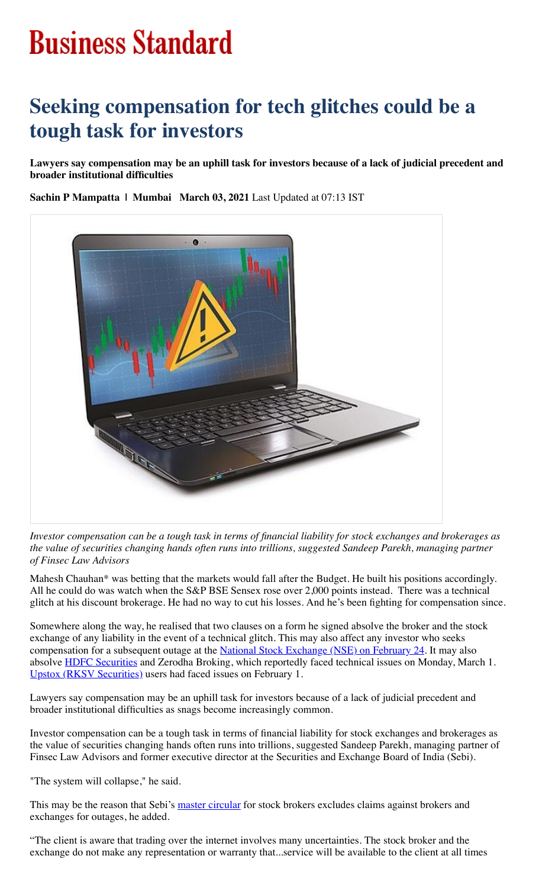# Business Standard

# Seeking compensation for tech glitches could be a tough task for investors

**Lawyers say compensation may be an uphill task for investors because of a lack of judicial precedent and broader institutional difficulties**

**Sachin P Mampatta | Mumbai March 03, 2021** Last Updated at 07:13 IST

*Investor compensation can be a tough task in terms of financial liability for stock exchanges and brokerages as the value of securities changing hands often runs into trillions, suggested Sandeep Parekh, managing partner of Finsec Law Advisors*

Mahesh Chauhan* was betting that the markets would fall after the Budget. He built his positions accordingly. All he could do was watch when the S&P BSE Sensex rose over 2,000 points instead. There was a technical glitch at his discount brokerage. He had no way to cut his losses. And he's been fighting for compensation since.

Somewhere along the way, he realised that two clauses on a form he signed absolve the broker and the stock exchange of any liability in the event of a technical glitch. This may also affect any investor who seeks compensation for a subsequent outage at the National Stock Exchange (NSE) on February 24. It may also absolve HDFC Securities and Zerodha Broking, which reportedly faced technical issues on Monday, March 1. Upstox (RKSV Securities) users had faced issues on February 1.

Lawyers say compensation may be an uphill task for investors because of a lack of judicial precedent and broader institutional difficulties as snags become increasingly common.

Investor compensation can be a tough task in terms of financial liability for stock exchanges and brokerages as the value of securities changing hands often runs into trillions, suggested Sandeep Parekh, managing partner of Finsec Law Advisors and former executive director at the Securities and Exchange Board of India (Sebi).

"The system will collapse," he said.

This may be the reason that Sebi's master circular for stock brokers excludes claims against brokers and exchanges for outages, he added.

"The client is aware that trading over the internet involves many uncertainties. The stock broker and the exchange do not make any representation or warranty that...service will be available to the client at all times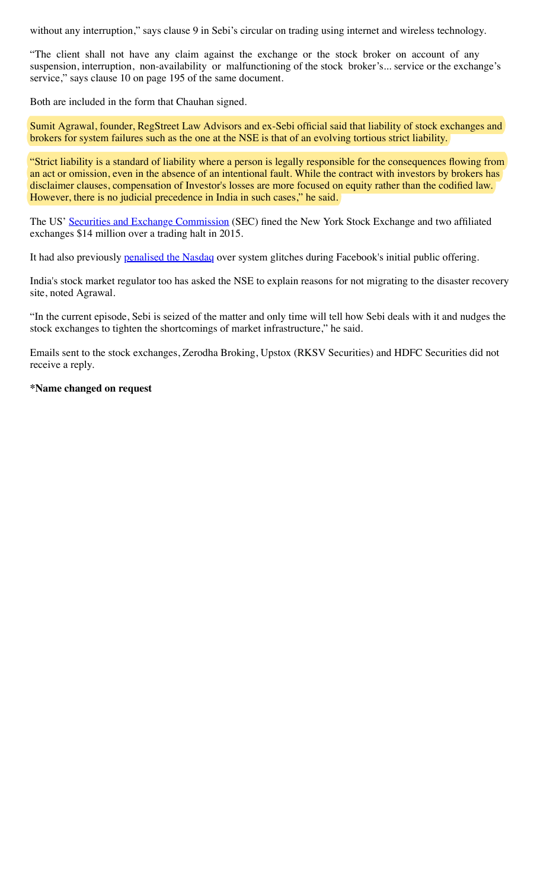without any interruption," says clause 9 in Sebi's circular on trading using internet and wireless technology.

"The client shall not have any claim against the exchange or the stock broker on account of any suspension, interruption, non-availability or malfunctioning of the stock broker's... service or the exchange's service," says clause 10 on page 195 of the same document.

Both are included in the form that Chauhan signed.

Sumit Agrawal, founder, RegStreet Law Advisors and ex-Sebi official said that liability of stock exchanges and brokers for system failures such as the one at the NSE is that of an evolving tortious strict liability.

"Strict liability is a standard of liability where a person is legally responsible for the consequences flowing from an act or omission, even in the absence of an intentional fault. While the contract with investors by brokers has disclaimer clauses, compensation of Investor's losses are more focused on equity rather than the codified law. However, there is no judicial precedence in India in such cases," he said.

The US' Securities and Exchange Commission (SEC) fined the New York Stock Exchange and two affiliated exchanges $14 million over a trading halt in 2015.

It had also previously penalised the Nasdaq over system glitches during Facebook's initial public offering.

India's stock market regulator too has asked the NSE to explain reasons for not migrating to the disaster recovery site, noted Agrawal.

"In the current episode, Sebi is seized of the matter and only time will tell how Sebi deals with it and nudges the stock exchanges to tighten the shortcomings of market infrastructure," he said.

Emails sent to the stock exchanges, Zerodha Broking, Upstox (RKSV Securities) and HDFC Securities did not receive a reply.

**\*Name changed on request**